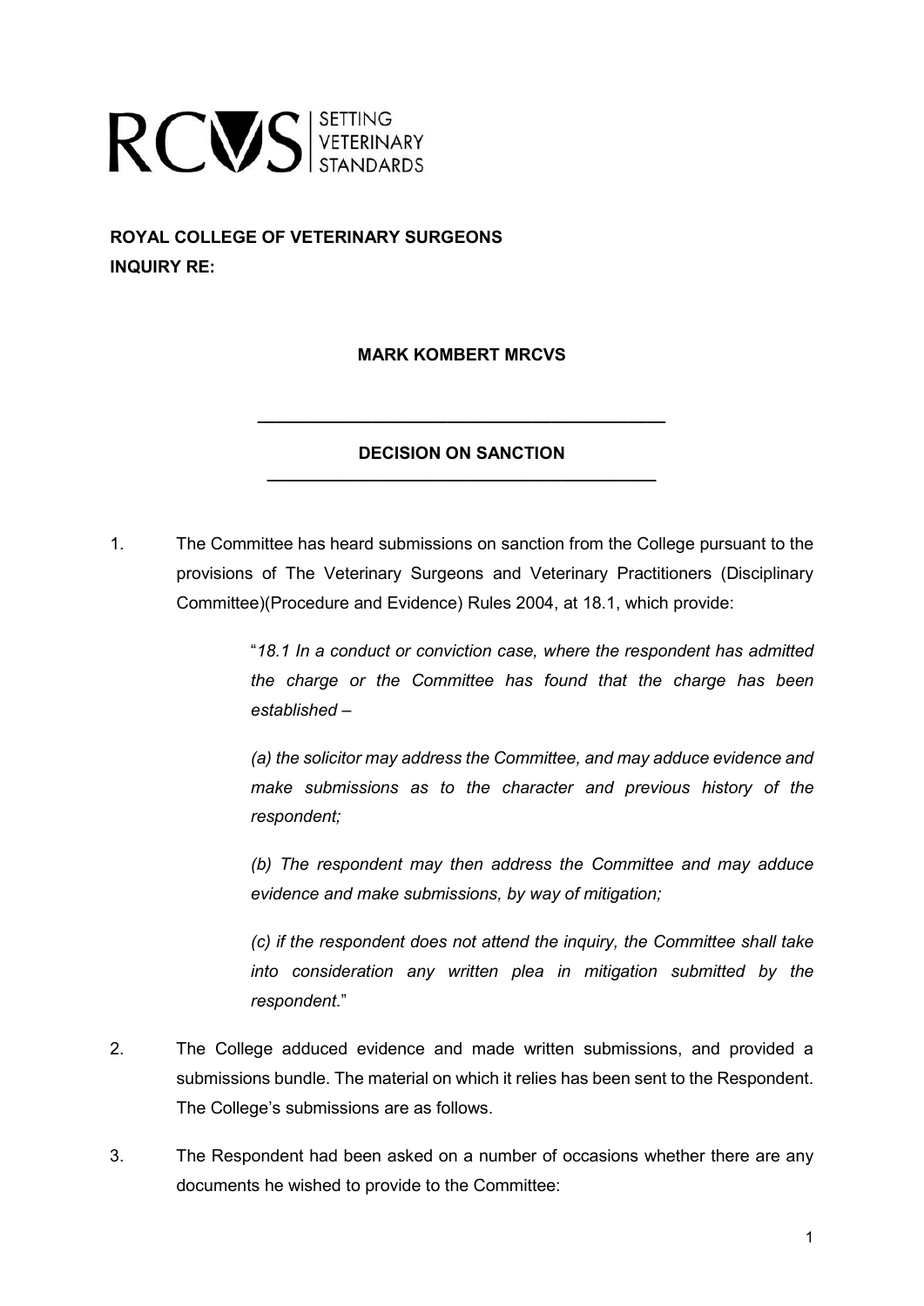RCVS SETTING VETERINARY STANDARDS

**ROYAL COLLEGE OF VETERINARY SURGEONS**
**INQUIRY RE:**

**MARK KOMBERT MRCVS**

---

**DECISION ON SANCTION**

---

1. The Committee has heard submissions on sanction from the College pursuant to the provisions of The Veterinary Surgeons and Veterinary Practitioners (Disciplinary Committee)(Procedure and Evidence) Rules 2004, at 18.1, which provide:

   "*18.1 In a conduct or conviction case, where the respondent has admitted the charge or the Committee has found that the charge has been established –*

   *(a) the solicitor may address the Committee, and may adduce evidence and make submissions as to the character and previous history of the respondent;*

   *(b) The respondent may then address the Committee and may adduce evidence and make submissions, by way of mitigation;*

   *(c) if the respondent does not attend the inquiry, the Committee shall take into consideration any written plea in mitigation submitted by the respondent.*"

2. The College adduced evidence and made written submissions, and provided a submissions bundle. The material on which it relies has been sent to the Respondent. The College's submissions are as follows.

3. The Respondent had been asked on a number of occasions whether there are any documents he wished to provide to the Committee: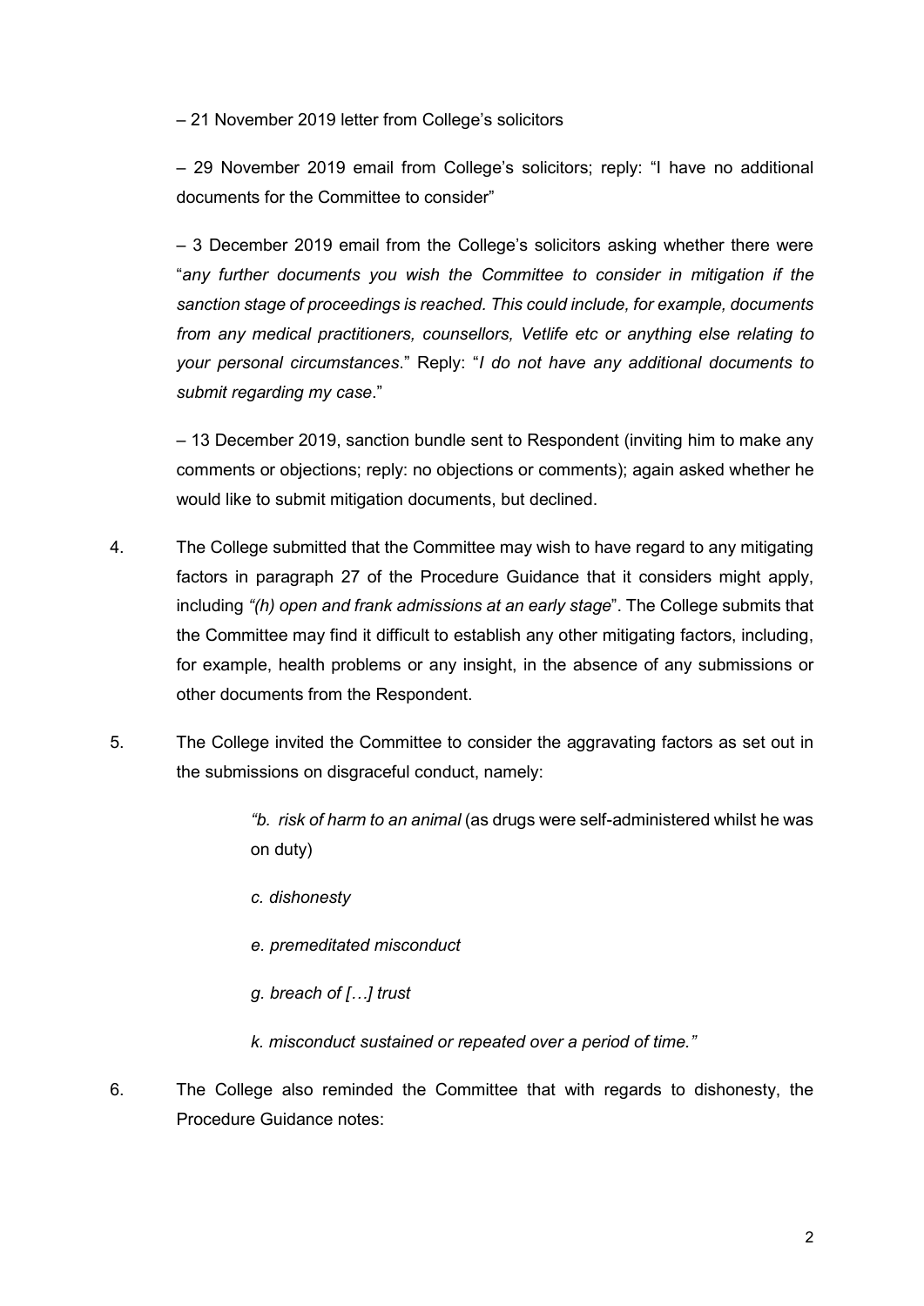– 21 November 2019 letter from College's solicitors

– 29 November 2019 email from College's solicitors; reply: "I have no additional documents for the Committee to consider"

– 3 December 2019 email from the College's solicitors asking whether there were "*any further documents you wish the Committee to consider in mitigation if the sanction stage of proceedings is reached. This could include, for example, documents from any medical practitioners, counsellors, Vetlife etc or anything else relating to your personal circumstances*." Reply: "*I do not have any additional documents to submit regarding my case*."

– 13 December 2019, sanction bundle sent to Respondent (inviting him to make any comments or objections; reply: no objections or comments); again asked whether he would like to submit mitigation documents, but declined.

4. The College submitted that the Committee may wish to have regard to any mitigating factors in paragraph 27 of the Procedure Guidance that it considers might apply, including *"(h) open and frank admissions at an early stage*". The College submits that the Committee may find it difficult to establish any other mitigating factors, including, for example, health problems or any insight, in the absence of any submissions or other documents from the Respondent.

5. The College invited the Committee to consider the aggravating factors as set out in the submissions on disgraceful conduct, namely:

   > *"b. risk of harm to an animal* (as drugs were self-administered whilst he was on duty)
   >
   > *c. dishonesty*
   >
   > *e. premeditated misconduct*
   >
   > *g. breach of […] trust*
   >
   > *k. misconduct sustained or repeated over a period of time."*

6. The College also reminded the Committee that with regards to dishonesty, the Procedure Guidance notes: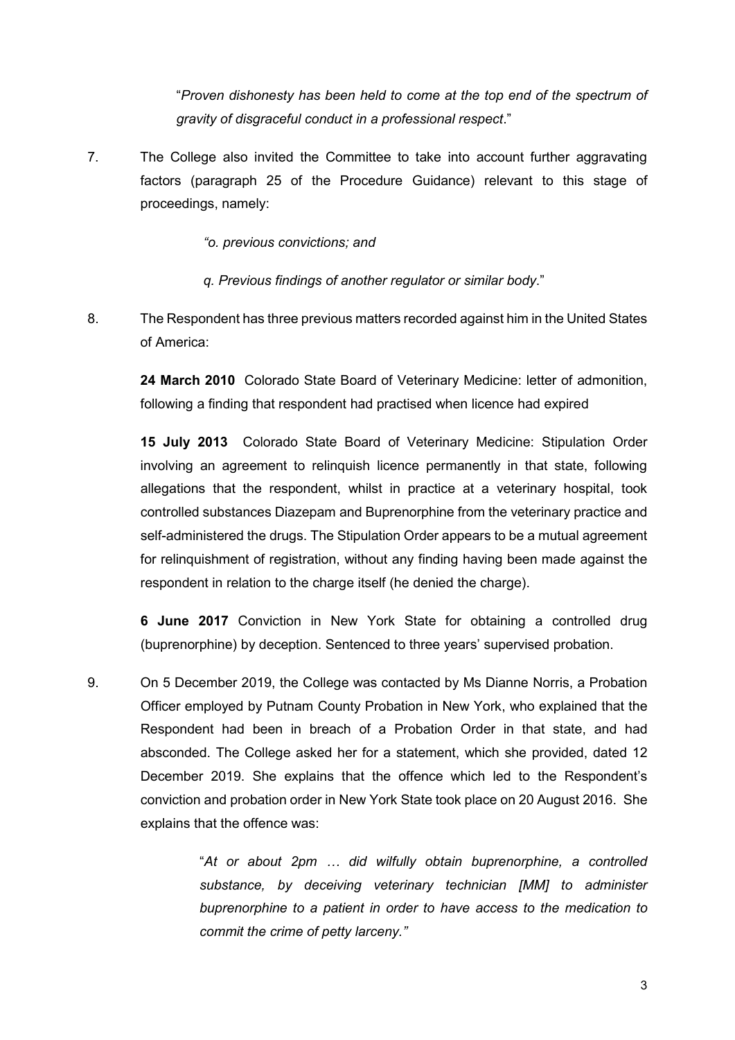"*Proven dishonesty has been held to come at the top end of the spectrum of gravity of disgraceful conduct in a professional respect*."

7. The College also invited the Committee to take into account further aggravating factors (paragraph 25 of the Procedure Guidance) relevant to this stage of proceedings, namely:

   *"o. previous convictions; and*

   *q. Previous findings of another regulator or similar body*."

8. The Respondent has three previous matters recorded against him in the United States of America:

   **24 March 2010** Colorado State Board of Veterinary Medicine: letter of admonition, following a finding that respondent had practised when licence had expired

   **15 July 2013** Colorado State Board of Veterinary Medicine: Stipulation Order involving an agreement to relinquish licence permanently in that state, following allegations that the respondent, whilst in practice at a veterinary hospital, took controlled substances Diazepam and Buprenorphine from the veterinary practice and self-administered the drugs. The Stipulation Order appears to be a mutual agreement for relinquishment of registration, without any finding having been made against the respondent in relation to the charge itself (he denied the charge).

   **6 June 2017** Conviction in New York State for obtaining a controlled drug (buprenorphine) by deception. Sentenced to three years' supervised probation.

9. On 5 December 2019, the College was contacted by Ms Dianne Norris, a Probation Officer employed by Putnam County Probation in New York, who explained that the Respondent had been in breach of a Probation Order in that state, and had absconded. The College asked her for a statement, which she provided, dated 12 December 2019. She explains that the offence which led to the Respondent's conviction and probation order in New York State took place on 20 August 2016. She explains that the offence was:

   "*At or about 2pm … did wilfully obtain buprenorphine, a controlled substance, by deceiving veterinary technician [MM] to administer buprenorphine to a patient in order to have access to the medication to commit the crime of petty larceny."*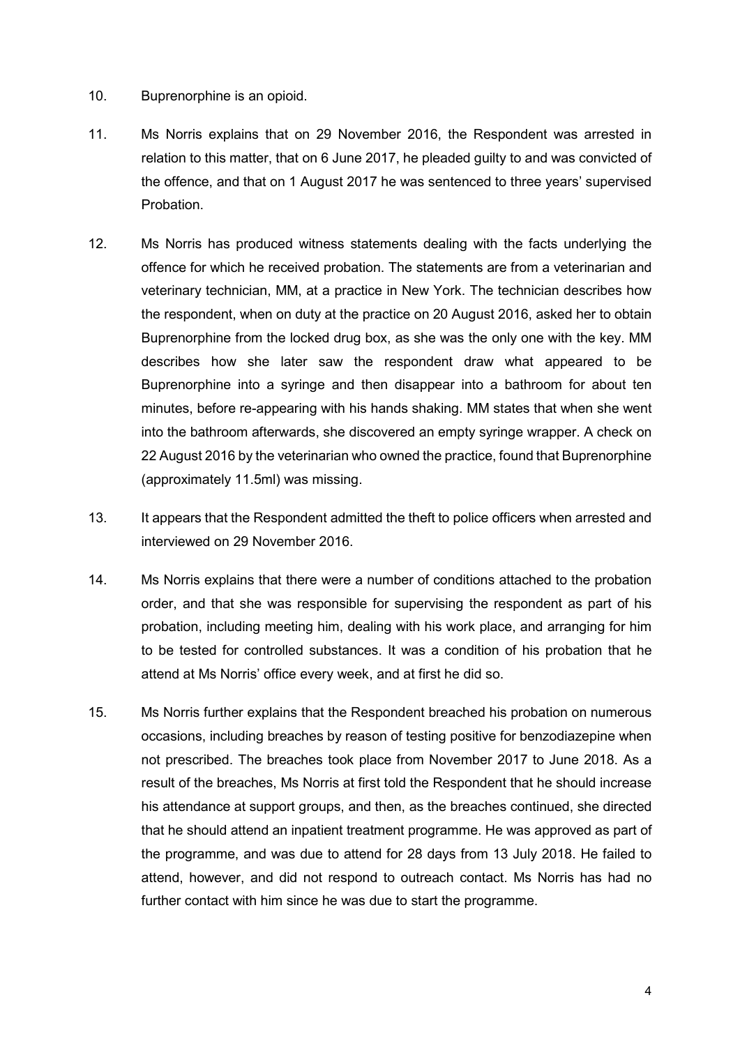10. Buprenorphine is an opioid.

11. Ms Norris explains that on 29 November 2016, the Respondent was arrested in relation to this matter, that on 6 June 2017, he pleaded guilty to and was convicted of the offence, and that on 1 August 2017 he was sentenced to three years' supervised Probation.

12. Ms Norris has produced witness statements dealing with the facts underlying the offence for which he received probation. The statements are from a veterinarian and veterinary technician, MM, at a practice in New York. The technician describes how the respondent, when on duty at the practice on 20 August 2016, asked her to obtain Buprenorphine from the locked drug box, as she was the only one with the key. MM describes how she later saw the respondent draw what appeared to be Buprenorphine into a syringe and then disappear into a bathroom for about ten minutes, before re-appearing with his hands shaking. MM states that when she went into the bathroom afterwards, she discovered an empty syringe wrapper. A check on 22 August 2016 by the veterinarian who owned the practice, found that Buprenorphine (approximately 11.5ml) was missing.

13. It appears that the Respondent admitted the theft to police officers when arrested and interviewed on 29 November 2016.

14. Ms Norris explains that there were a number of conditions attached to the probation order, and that she was responsible for supervising the respondent as part of his probation, including meeting him, dealing with his work place, and arranging for him to be tested for controlled substances. It was a condition of his probation that he attend at Ms Norris' office every week, and at first he did so.

15. Ms Norris further explains that the Respondent breached his probation on numerous occasions, including breaches by reason of testing positive for benzodiazepine when not prescribed. The breaches took place from November 2017 to June 2018. As a result of the breaches, Ms Norris at first told the Respondent that he should increase his attendance at support groups, and then, as the breaches continued, she directed that he should attend an inpatient treatment programme. He was approved as part of the programme, and was due to attend for 28 days from 13 July 2018. He failed to attend, however, and did not respond to outreach contact. Ms Norris has had no further contact with him since he was due to start the programme.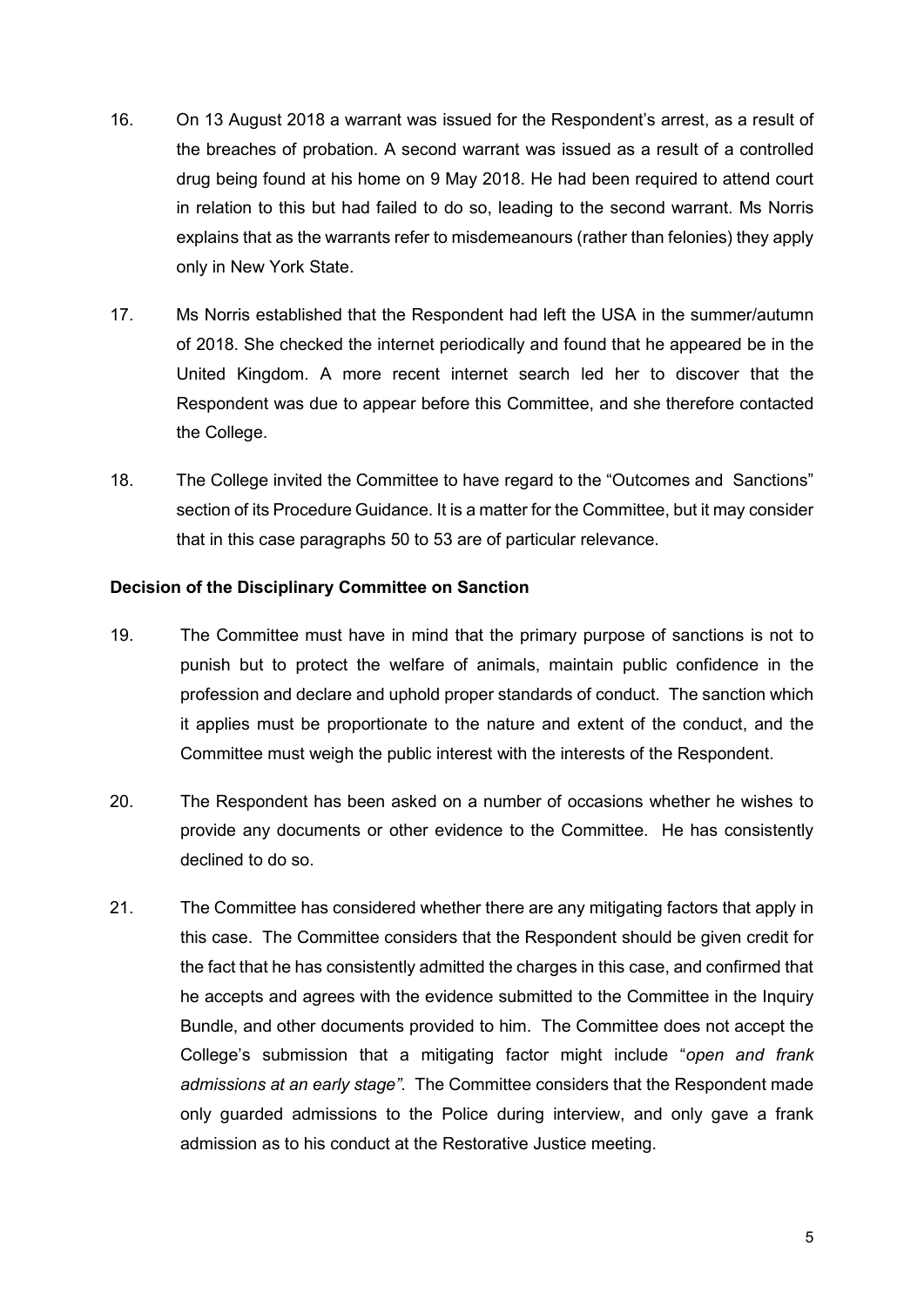16. On 13 August 2018 a warrant was issued for the Respondent's arrest, as a result of the breaches of probation. A second warrant was issued as a result of a controlled drug being found at his home on 9 May 2018. He had been required to attend court in relation to this but had failed to do so, leading to the second warrant. Ms Norris explains that as the warrants refer to misdemeanours (rather than felonies) they apply only in New York State.

17. Ms Norris established that the Respondent had left the USA in the summer/autumn of 2018. She checked the internet periodically and found that he appeared be in the United Kingdom. A more recent internet search led her to discover that the Respondent was due to appear before this Committee, and she therefore contacted the College.

18. The College invited the Committee to have regard to the "Outcomes and Sanctions" section of its Procedure Guidance. It is a matter for the Committee, but it may consider that in this case paragraphs 50 to 53 are of particular relevance.

**Decision of the Disciplinary Committee on Sanction**

19. The Committee must have in mind that the primary purpose of sanctions is not to punish but to protect the welfare of animals, maintain public confidence in the profession and declare and uphold proper standards of conduct. The sanction which it applies must be proportionate to the nature and extent of the conduct, and the Committee must weigh the public interest with the interests of the Respondent.

20. The Respondent has been asked on a number of occasions whether he wishes to provide any documents or other evidence to the Committee. He has consistently declined to do so.

21. The Committee has considered whether there are any mitigating factors that apply in this case. The Committee considers that the Respondent should be given credit for the fact that he has consistently admitted the charges in this case, and confirmed that he accepts and agrees with the evidence submitted to the Committee in the Inquiry Bundle, and other documents provided to him. The Committee does not accept the College's submission that a mitigating factor might include "*open and frank admissions at an early stage*". The Committee considers that the Respondent made only guarded admissions to the Police during interview, and only gave a frank admission as to his conduct at the Restorative Justice meeting.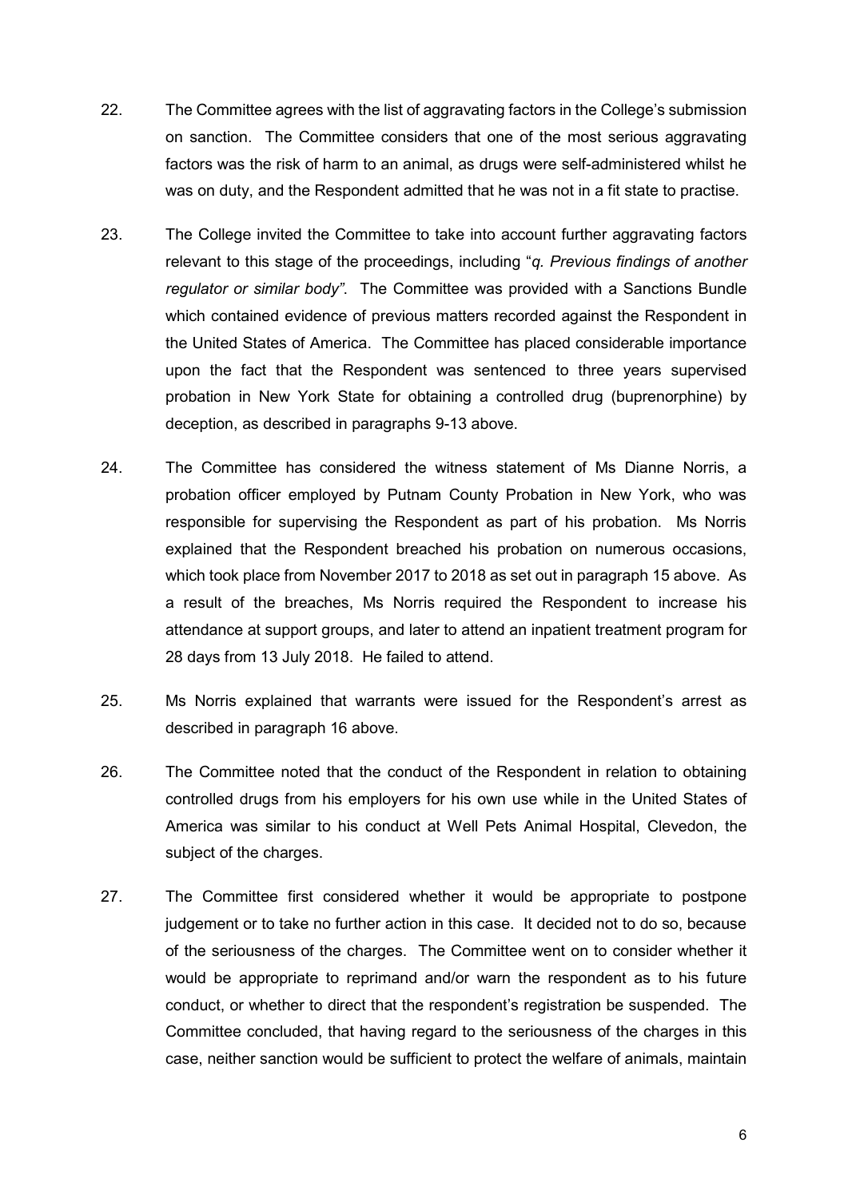22. The Committee agrees with the list of aggravating factors in the College's submission on sanction. The Committee considers that one of the most serious aggravating factors was the risk of harm to an animal, as drugs were self-administered whilst he was on duty, and the Respondent admitted that he was not in a fit state to practise.

23. The College invited the Committee to take into account further aggravating factors relevant to this stage of the proceedings, including "*q. Previous findings of another regulator or similar body".* The Committee was provided with a Sanctions Bundle which contained evidence of previous matters recorded against the Respondent in the United States of America. The Committee has placed considerable importance upon the fact that the Respondent was sentenced to three years supervised probation in New York State for obtaining a controlled drug (buprenorphine) by deception, as described in paragraphs 9-13 above.

24. The Committee has considered the witness statement of Ms Dianne Norris, a probation officer employed by Putnam County Probation in New York, who was responsible for supervising the Respondent as part of his probation. Ms Norris explained that the Respondent breached his probation on numerous occasions, which took place from November 2017 to 2018 as set out in paragraph 15 above. As a result of the breaches, Ms Norris required the Respondent to increase his attendance at support groups, and later to attend an inpatient treatment program for 28 days from 13 July 2018. He failed to attend.

25. Ms Norris explained that warrants were issued for the Respondent's arrest as described in paragraph 16 above.

26. The Committee noted that the conduct of the Respondent in relation to obtaining controlled drugs from his employers for his own use while in the United States of America was similar to his conduct at Well Pets Animal Hospital, Clevedon, the subject of the charges.

27. The Committee first considered whether it would be appropriate to postpone judgement or to take no further action in this case. It decided not to do so, because of the seriousness of the charges. The Committee went on to consider whether it would be appropriate to reprimand and/or warn the respondent as to his future conduct, or whether to direct that the respondent's registration be suspended. The Committee concluded, that having regard to the seriousness of the charges in this case, neither sanction would be sufficient to protect the welfare of animals, maintain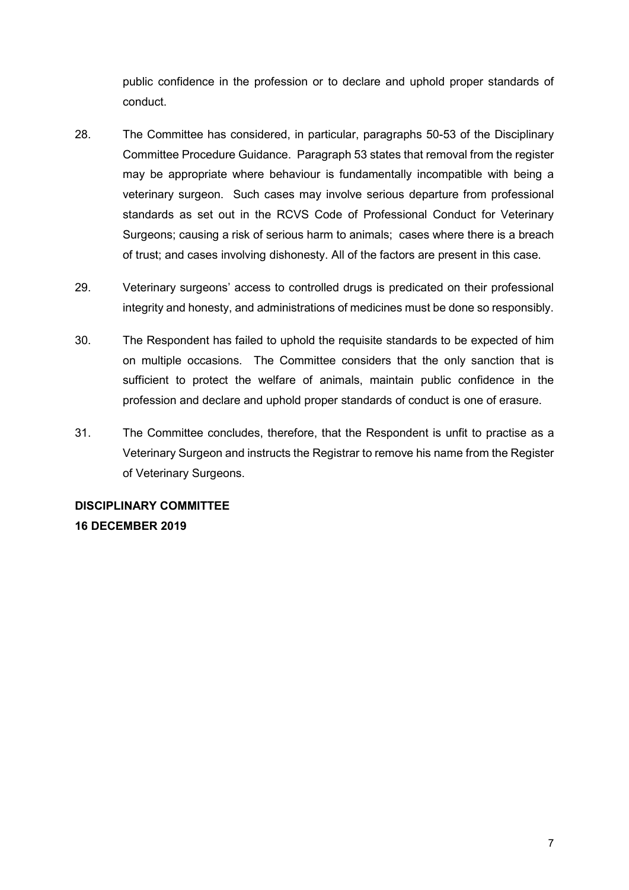public confidence in the profession or to declare and uphold proper standards of conduct.

28. The Committee has considered, in particular, paragraphs 50-53 of the Disciplinary Committee Procedure Guidance. Paragraph 53 states that removal from the register may be appropriate where behaviour is fundamentally incompatible with being a veterinary surgeon. Such cases may involve serious departure from professional standards as set out in the RCVS Code of Professional Conduct for Veterinary Surgeons; causing a risk of serious harm to animals; cases where there is a breach of trust; and cases involving dishonesty. All of the factors are present in this case.

29. Veterinary surgeons' access to controlled drugs is predicated on their professional integrity and honesty, and administrations of medicines must be done so responsibly.

30. The Respondent has failed to uphold the requisite standards to be expected of him on multiple occasions. The Committee considers that the only sanction that is sufficient to protect the welfare of animals, maintain public confidence in the profession and declare and uphold proper standards of conduct is one of erasure.

31. The Committee concludes, therefore, that the Respondent is unfit to practise as a Veterinary Surgeon and instructs the Registrar to remove his name from the Register of Veterinary Surgeons.

**DISCIPLINARY COMMITTEE**
**16 DECEMBER 2019**